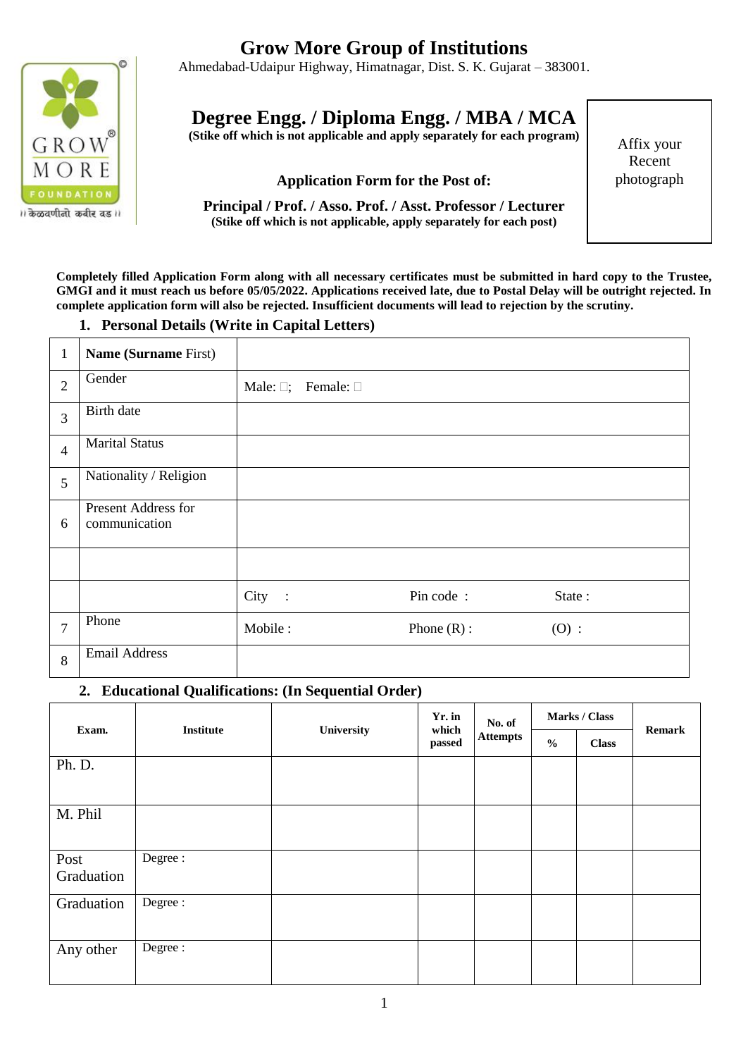# Grow More Group of Institutions

Ahmedabad-Udaipur Highway, Himatnagar, Dist. S. K. Gujarat – 383001.

GROW MORE FOUNDATION

॥ केळवणीनो कबीर वड ॥

## Degree Engg. / Diploma Engg. / MBA / MCA

**(Stike off which is not applicable and apply separately for each program)**

**Application Form for the Post of:**

**Principal / Prof. / Asso. Prof. / Asst. Professor / Lecturer**

**(Stike off which is not applicable, apply separately for each post)**

Affix your Recent photograph

**Completely filled Application Form along with all necessary certificates must be submitted in hard copy to the Trustee, GMGI and it must reach us before 05/05/2022. Applications received late, due to Postal Delay will be outright rejected. In complete application form will also be rejected. Insufficient documents will lead to rejection by the scrutiny.**

### 1. Personal Details (Write in Capital Letters)

| | | | | |
|---|---|---|---|---|
| 1 | **Name (Surname** First) | | | |
| 2 | Gender | Male: □; Female: □ | | |
| 3 | Birth date | | | |
| 4 | Marital Status | | | |
| 5 | Nationality / Religion | | | |
| 6 | Present Address for communication | | | |
| | | | | |
| | | City : | Pin code : | State : |
| 7 | Phone | Mobile : | Phone (R) : | (O) : |
| 8 | Email Address | | | |

### 2. Educational Qualifications: (In Sequential Order)

| Exam. | Institute | University | Yr. in which passed | No. of Attempts | Marks / Class | | Remark |
|---|---|---|---|---|---|---|---|
| | | | | | % | Class | |
| Ph. D. | | | | | | | |
| M. Phil | | | | | | | |
| Post Graduation | Degree : | | | | | | |
| Graduation | Degree : | | | | | | |
| Any other | Degree : | | | | | | |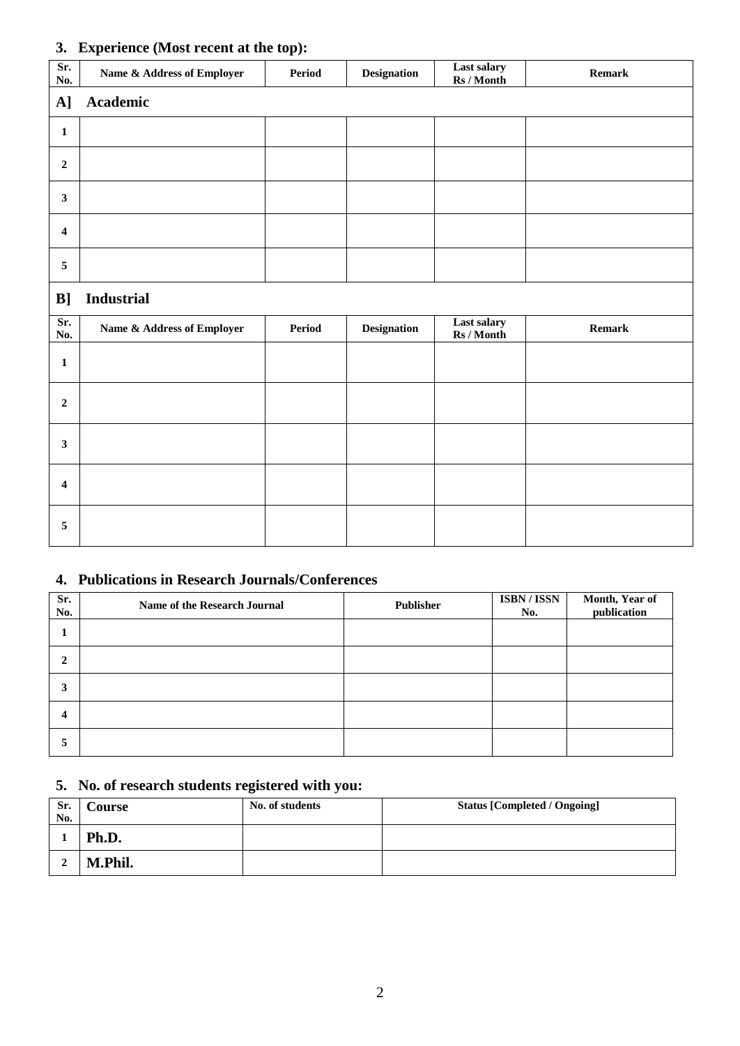## 3. Experience (Most recent at the top):

| Sr. No. | Name & Address of Employer | Period | Designation | Last salary Rs / Month | Remark |
|---|---|---|---|---|---|
| **A]** | **Academic** | | | | |
| 1 | | | | | |
| 2 | | | | | |
| 3 | | | | | |
| 4 | | | | | |
| 5 | | | | | |
| **B]** | **Industrial** | | | | |
| **Sr. No.** | **Name & Address of Employer** | **Period** | **Designation** | **Last salary Rs / Month** | **Remark** |
| 1 | | | | | |
| 2 | | | | | |
| 3 | | | | | |
| 4 | | | | | |
| 5 | | | | | |

## 4. Publications in Research Journals/Conferences

| Sr. No. | Name of the Research Journal | Publisher | ISBN / ISSN No. | Month, Year of publication |
|---|---|---|---|---|
| 1 | | | | |
| 2 | | | | |
| 3 | | | | |
| 4 | | | | |
| 5 | | | | |

## 5. No. of research students registered with you:

| Sr. No. | Course | No. of students | Status [Completed / Ongoing] |
|---|---|---|---|
| 1 | Ph.D. | | |
| 2 | M.Phil. | | |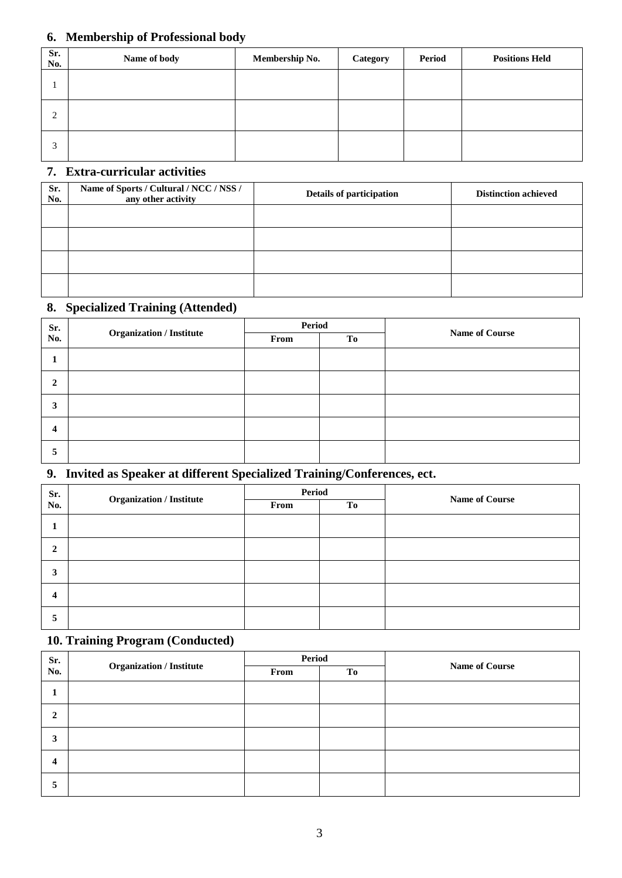## 6. Membership of Professional body

| Sr. No. | Name of body | Membership No. | Category | Period | Positions Held |
|---|---|---|---|---|---|
| 1 | | | | | |
| 2 | | | | | |
| 3 | | | | | |

## 7. Extra-curricular activities

| Sr. No. | Name of Sports / Cultural / NCC / NSS / any other activity | Details of participation | Distinction achieved |
|---|---|---|---|
| | | | |
| | | | |
| | | | |
| | | | |

## 8. Specialized Training (Attended)

| Sr. No. | Organization / Institute | Period | | Name of Course |
|---|---|---|---|---|
| | | From | To | |
| 1 | | | | |
| 2 | | | | |
| 3 | | | | |
| 4 | | | | |
| 5 | | | | |

## 9. Invited as Speaker at different Specialized Training/Conferences, ect.

| Sr. No. | Organization / Institute | Period | | Name of Course |
|---|---|---|---|---|
| | | From | To | |
| 1 | | | | |
| 2 | | | | |
| 3 | | | | |
| 4 | | | | |
| 5 | | | | |

## 10. Training Program (Conducted)

| Sr. No. | Organization / Institute | Period | | Name of Course |
|---|---|---|---|---|
| | | From | To | |
| 1 | | | | |
| 2 | | | | |
| 3 | | | | |
| 4 | | | | |
| 5 | | | | |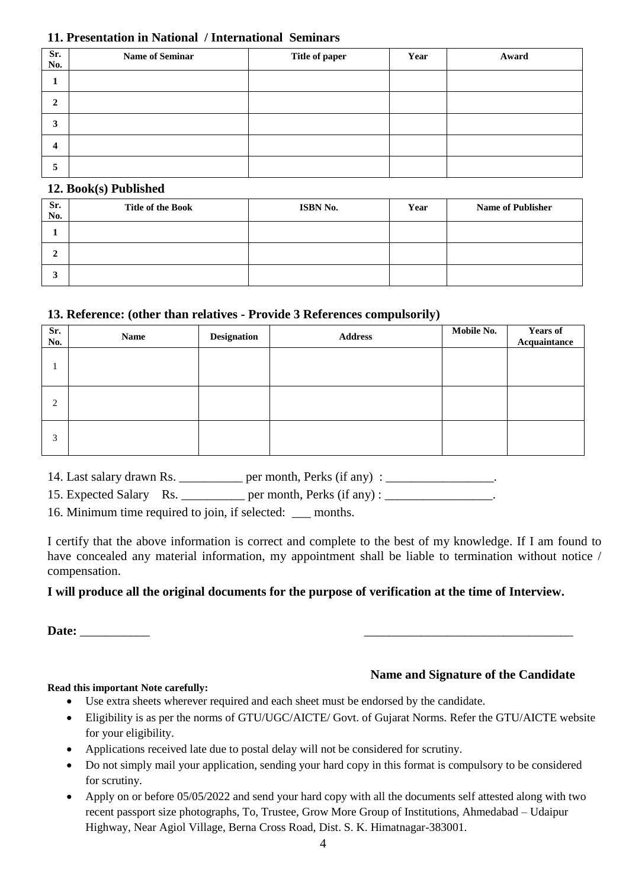## 11. Presentation in National / International Seminars

| Sr. No. | Name of Seminar | Title of paper | Year | Award |
|---|---|---|---|---|
| 1 | | | | |
| 2 | | | | |
| 3 | | | | |
| 4 | | | | |
| 5 | | | | |

## 12. Book(s) Published

| Sr. No. | Title of the Book | ISBN No. | Year | Name of Publisher |
|---|---|---|---|---|
| 1 | | | | |
| 2 | | | | |
| 3 | | | | |

## 13. Reference: (other than relatives - Provide 3 References compulsorily)

| Sr. No. | Name | Designation | Address | Mobile No. | Years of Acquaintance |
|---|---|---|---|---|---|
| 1 | | | | | |
| 2 | | | | | |
| 3 | | | | | |

14. Last salary drawn Rs. __________ per month, Perks (if any) : _________________.

15. Expected Salary Rs. __________ per month, Perks (if any) : _________________.

16. Minimum time required to join, if selected: ___ months.

I certify that the above information is correct and complete to the best of my knowledge. If I am found to have concealed any material information, my appointment shall be liable to termination without notice / compensation.

**I will produce all the original documents for the purpose of verification at the time of Interview.**

**Date:** ___________

_________________________________

**Name and Signature of the Candidate**

**Read this important Note carefully:**

- Use extra sheets wherever required and each sheet must be endorsed by the candidate.
- Eligibility is as per the norms of GTU/UGC/AICTE/ Govt. of Gujarat Norms. Refer the GTU/AICTE website for your eligibility.
- Applications received late due to postal delay will not be considered for scrutiny.
- Do not simply mail your application, sending your hard copy in this format is compulsory to be considered for scrutiny.
- Apply on or before 05/05/2022 and send your hard copy with all the documents self attested along with two recent passport size photographs, To, Trustee, Grow More Group of Institutions, Ahmedabad – Udaipur Highway, Near Agiol Village, Berna Cross Road, Dist. S. K. Himatnagar-383001.